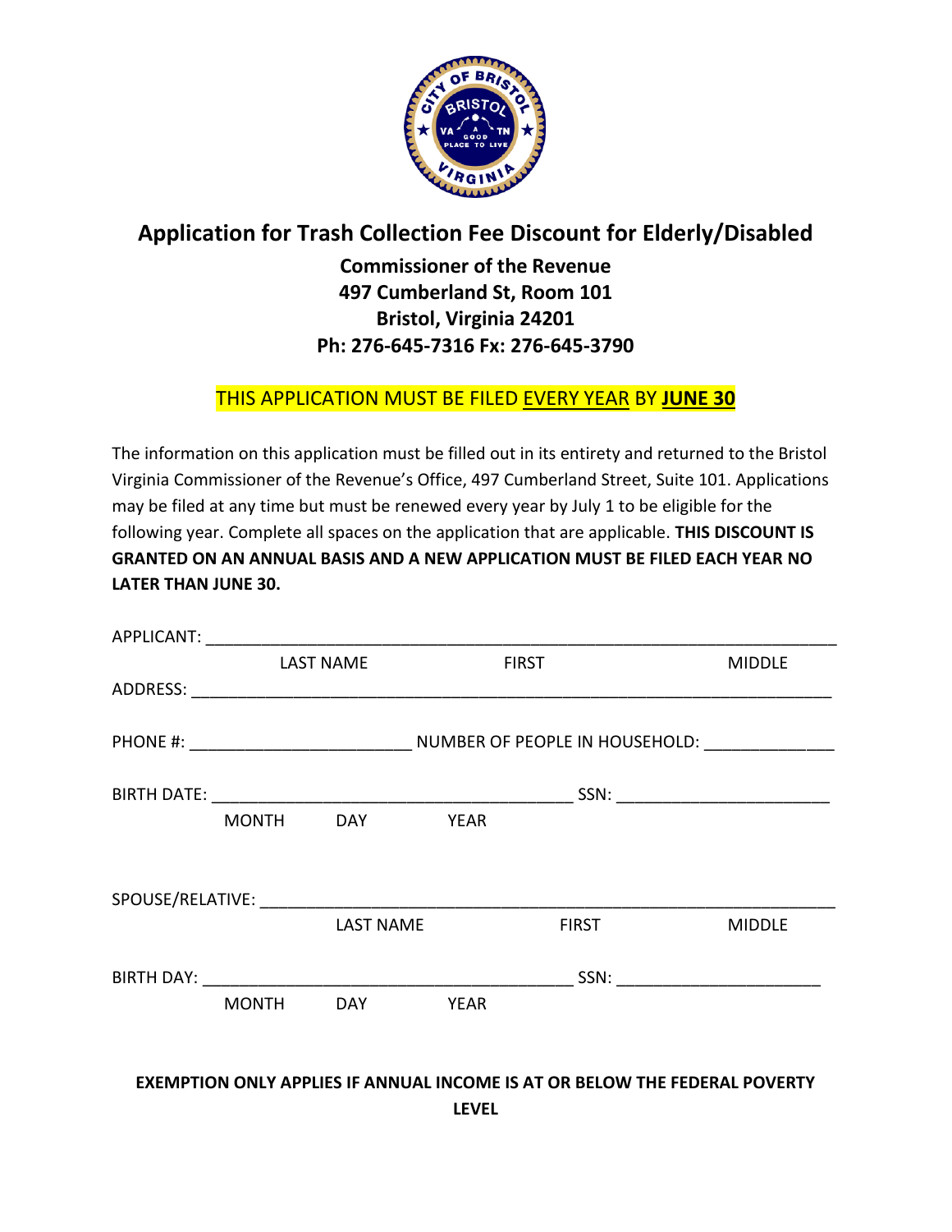# Application for Trash Collection Fee Discount for Elderly/Disabled

**Commissioner of the Revenue**
**497 Cumberland St, Room 101**
**Bristol, Virginia 24201**
**Ph: 276-645-7316 Fx: 276-645-3790**

THIS APPLICATION MUST BE FILED EVERY YEAR BY **JUNE 30**

The information on this application must be filled out in its entirety and returned to the Bristol Virginia Commissioner of the Revenue's Office, 497 Cumberland Street, Suite 101. Applications may be filed at any time but must be renewed every year by July 1 to be eligible for the following year. Complete all spaces on the application that are applicable. **THIS DISCOUNT IS GRANTED ON AN ANNUAL BASIS AND A NEW APPLICATION MUST BE FILED EACH YEAR NO LATER THAN JUNE 30.**

APPLICANT: ______________________________________________________________
LAST NAME FIRST MIDDLE

ADDRESS: ______________________________________________________________

PHONE #: _______________________ NUMBER OF PEOPLE IN HOUSEHOLD: _____________

BIRTH DATE: ____________________________________ SSN: _____________________
MONTH DAY YEAR

SPOUSE/RELATIVE: ________________________________________________________
LAST NAME FIRST MIDDLE

BIRTH DAY: ______________________________________ SSN: _____________________
MONTH DAY YEAR

**EXEMPTION ONLY APPLIES IF ANNUAL INCOME IS AT OR BELOW THE FEDERAL POVERTY LEVEL**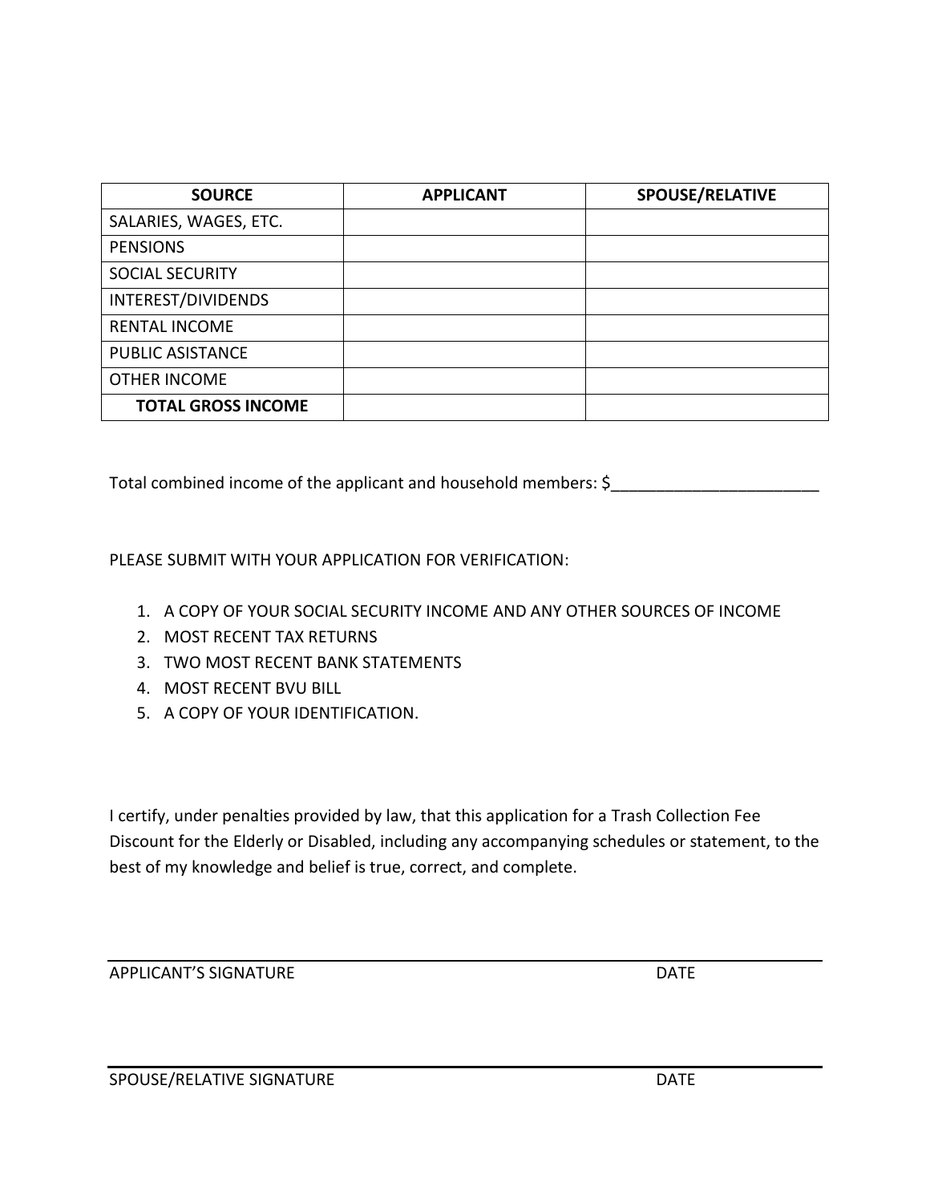| SOURCE | APPLICANT | SPOUSE/RELATIVE |
|---|---|---|
| SALARIES, WAGES, ETC. | | |
| PENSIONS | | |
| SOCIAL SECURITY | | |
| INTEREST/DIVIDENDS | | |
| RENTAL INCOME | | |
| PUBLIC ASISTANCE | | |
| OTHER INCOME | | |
| **TOTAL GROSS INCOME** | | |

Total combined income of the applicant and household members: $_______________________

PLEASE SUBMIT WITH YOUR APPLICATION FOR VERIFICATION:

1. A COPY OF YOUR SOCIAL SECURITY INCOME AND ANY OTHER SOURCES OF INCOME
2. MOST RECENT TAX RETURNS
3. TWO MOST RECENT BANK STATEMENTS
4. MOST RECENT BVU BILL
5. A COPY OF YOUR IDENTIFICATION.

I certify, under penalties provided by law, that this application for a Trash Collection Fee Discount for the Elderly or Disabled, including any accompanying schedules or statement, to the best of my knowledge and belief is true, correct, and complete.

___________________________________________________________________________

APPLICANT'S SIGNATURE DATE

___________________________________________________________________________

SPOUSE/RELATIVE SIGNATURE DATE